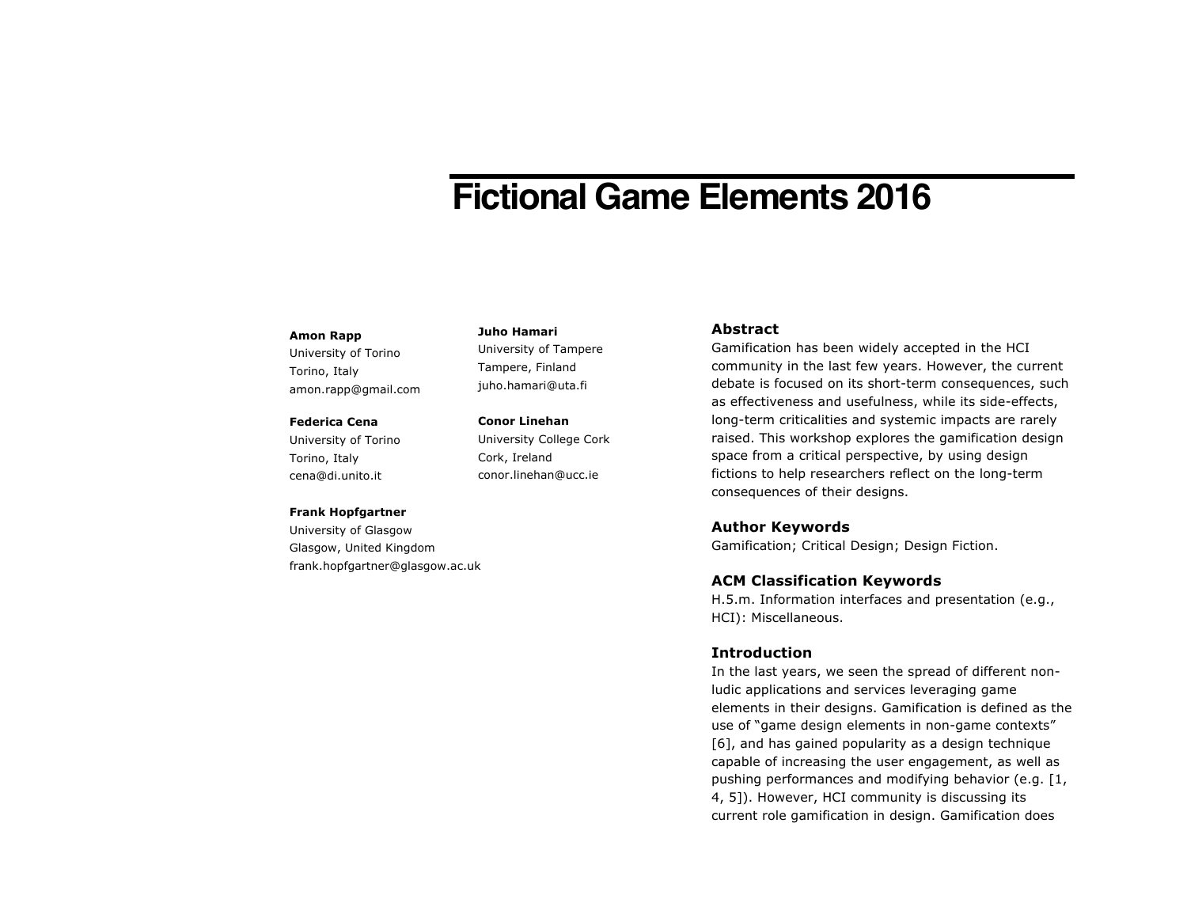# Fictional Game Elements 2016

**Amon Rapp**
University of Torino
Torino, Italy
amon.rapp@gmail.com

**Federica Cena**
University of Torino
Torino, Italy
cena@di.unito.it

**Frank Hopfgartner**
University of Glasgow
Glasgow, United Kingdom
frank.hopfgartner@glasgow.ac.uk

**Juho Hamari**
University of Tampere
Tampere, Finland
juho.hamari@uta.fi

**Conor Linehan**
University College Cork
Cork, Ireland
conor.linehan@ucc.ie

## Abstract

Gamification has been widely accepted in the HCI community in the last few years. However, the current debate is focused on its short-term consequences, such as effectiveness and usefulness, while its side-effects, long-term criticalities and systemic impacts are rarely raised. This workshop explores the gamification design space from a critical perspective, by using design fictions to help researchers reflect on the long-term consequences of their designs.

## Author Keywords

Gamification; Critical Design; Design Fiction.

## ACM Classification Keywords

H.5.m. Information interfaces and presentation (e.g., HCI): Miscellaneous.

## Introduction

In the last years, we seen the spread of different non-ludic applications and services leveraging game elements in their designs. Gamification is defined as the use of "game design elements in non-game contexts" [6], and has gained popularity as a design technique capable of increasing the user engagement, as well as pushing performances and modifying behavior (e.g. [1, 4, 5]). However, HCI community is discussing its current role gamification in design. Gamification does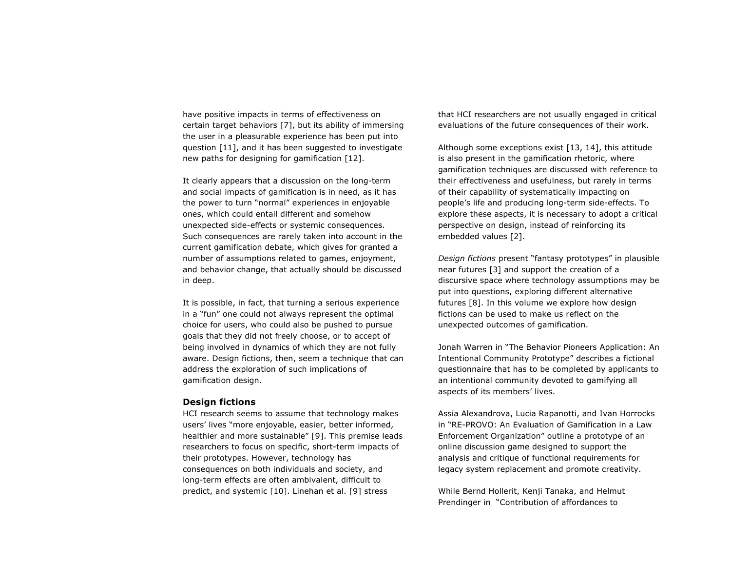have positive impacts in terms of effectiveness on certain target behaviors [7], but its ability of immersing the user in a pleasurable experience has been put into question [11], and it has been suggested to investigate new paths for designing for gamification [12].

It clearly appears that a discussion on the long-term and social impacts of gamification is in need, as it has the power to turn "normal" experiences in enjoyable ones, which could entail different and somehow unexpected side-effects or systemic consequences. Such consequences are rarely taken into account in the current gamification debate, which gives for granted a number of assumptions related to games, enjoyment, and behavior change, that actually should be discussed in deep.

It is possible, in fact, that turning a serious experience in a "fun" one could not always represent the optimal choice for users, who could also be pushed to pursue goals that they did not freely choose, or to accept of being involved in dynamics of which they are not fully aware. Design fictions, then, seem a technique that can address the exploration of such implications of gamification design.

**Design fictions**

HCI research seems to assume that technology makes users' lives "more enjoyable, easier, better informed, healthier and more sustainable" [9]. This premise leads researchers to focus on specific, short-term impacts of their prototypes. However, technology has consequences on both individuals and society, and long-term effects are often ambivalent, difficult to predict, and systemic [10]. Linehan et al. [9] stress that HCI researchers are not usually engaged in critical evaluations of the future consequences of their work.

Although some exceptions exist [13, 14], this attitude is also present in the gamification rhetoric, where gamification techniques are discussed with reference to their effectiveness and usefulness, but rarely in terms of their capability of systematically impacting on people's life and producing long-term side-effects. To explore these aspects, it is necessary to adopt a critical perspective on design, instead of reinforcing its embedded values [2].

*Design fictions* present "fantasy prototypes" in plausible near futures [3] and support the creation of a discursive space where technology assumptions may be put into questions, exploring different alternative futures [8]. In this volume we explore how design fictions can be used to make us reflect on the unexpected outcomes of gamification.

Jonah Warren in "The Behavior Pioneers Application: An Intentional Community Prototype" describes a fictional questionnaire that has to be completed by applicants to an intentional community devoted to gamifying all aspects of its members' lives.

Assia Alexandrova, Lucia Rapanotti, and Ivan Horrocks in "RE-PROVO: An Evaluation of Gamification in a Law Enforcement Organization" outline a prototype of an online discussion game designed to support the analysis and critique of functional requirements for legacy system replacement and promote creativity.

While Bernd Hollerit, Kenji Tanaka, and Helmut Prendinger in "Contribution of affordances to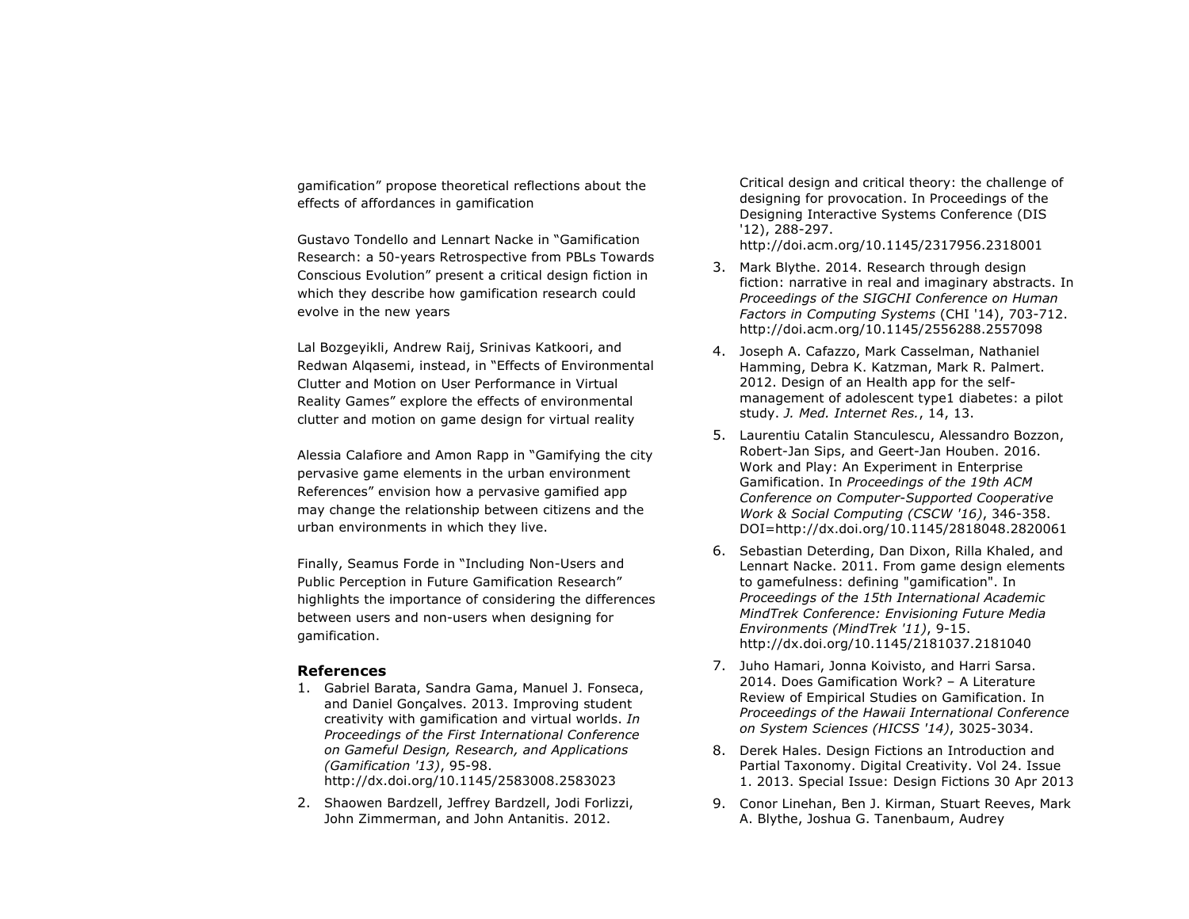gamification" propose theoretical reflections about the effects of affordances in gamification

Gustavo Tondello and Lennart Nacke in "Gamification Research: a 50-years Retrospective from PBLs Towards Conscious Evolution" present a critical design fiction in which they describe how gamification research could evolve in the new years

Lal Bozgeyikli, Andrew Raij, Srinivas Katkoori, and Redwan Alqasemi, instead, in "Effects of Environmental Clutter and Motion on User Performance in Virtual Reality Games" explore the effects of environmental clutter and motion on game design for virtual reality

Alessia Calafiore and Amon Rapp in "Gamifying the city pervasive game elements in the urban environment References" envision how a pervasive gamified app may change the relationship between citizens and the urban environments in which they live.

Finally, Seamus Forde in "Including Non-Users and Public Perception in Future Gamification Research" highlights the importance of considering the differences between users and non-users when designing for gamification.

## References

1. Gabriel Barata, Sandra Gama, Manuel J. Fonseca, and Daniel Gonçalves. 2013. Improving student creativity with gamification and virtual worlds. *In Proceedings of the First International Conference on Gameful Design, Research, and Applications (Gamification '13)*, 95-98. http://dx.doi.org/10.1145/2583008.2583023
2. Shaowen Bardzell, Jeffrey Bardzell, Jodi Forlizzi, John Zimmerman, and John Antanitis. 2012. Critical design and critical theory: the challenge of designing for provocation. In Proceedings of the Designing Interactive Systems Conference (DIS '12), 288-297. http://doi.acm.org/10.1145/2317956.2318001
3. Mark Blythe. 2014. Research through design fiction: narrative in real and imaginary abstracts. In *Proceedings of the SIGCHI Conference on Human Factors in Computing Systems* (CHI '14), 703-712. http://doi.acm.org/10.1145/2556288.2557098
4. Joseph A. Cafazzo, Mark Casselman, Nathaniel Hamming, Debra K. Katzman, Mark R. Palmert. 2012. Design of an Health app for the self-management of adolescent type1 diabetes: a pilot study. *J. Med. Internet Res.*, 14, 13.
5. Laurentiu Catalin Stanculescu, Alessandro Bozzon, Robert-Jan Sips, and Geert-Jan Houben. 2016. Work and Play: An Experiment in Enterprise Gamification. In *Proceedings of the 19th ACM Conference on Computer-Supported Cooperative Work & Social Computing (CSCW '16)*, 346-358. DOI=http://dx.doi.org/10.1145/2818048.2820061
6. Sebastian Deterding, Dan Dixon, Rilla Khaled, and Lennart Nacke. 2011. From game design elements to gamefulness: defining "gamification". In *Proceedings of the 15th International Academic MindTrek Conference: Envisioning Future Media Environments (MindTrek '11)*, 9-15. http://dx.doi.org/10.1145/2181037.2181040
7. Juho Hamari, Jonna Koivisto, and Harri Sarsa. 2014. Does Gamification Work? – A Literature Review of Empirical Studies on Gamification. In *Proceedings of the Hawaii International Conference on System Sciences (HICSS '14)*, 3025-3034.
8. Derek Hales. Design Fictions an Introduction and Partial Taxonomy. Digital Creativity. Vol 24. Issue 1. 2013. Special Issue: Design Fictions 30 Apr 2013
9. Conor Linehan, Ben J. Kirman, Stuart Reeves, Mark A. Blythe, Joshua G. Tanenbaum, Audrey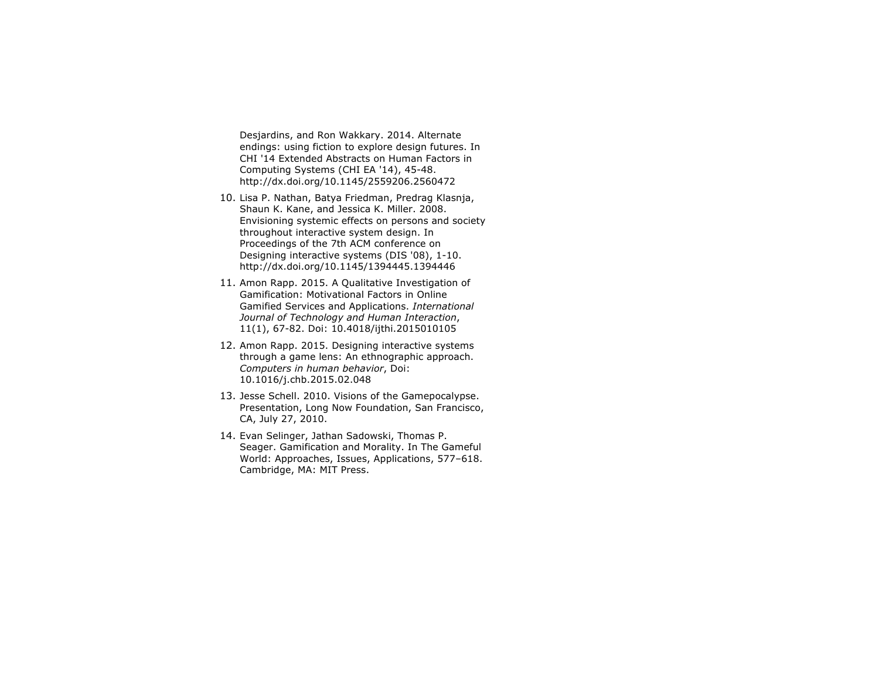Desjardins, and Ron Wakkary. 2014. Alternate endings: using fiction to explore design futures. In CHI '14 Extended Abstracts on Human Factors in Computing Systems (CHI EA '14), 45-48. http://dx.doi.org/10.1145/2559206.2560472

10. Lisa P. Nathan, Batya Friedman, Predrag Klasnja, Shaun K. Kane, and Jessica K. Miller. 2008. Envisioning systemic effects on persons and society throughout interactive system design. In Proceedings of the 7th ACM conference on Designing interactive systems (DIS '08), 1-10. http://dx.doi.org/10.1145/1394445.1394446
11. Amon Rapp. 2015. A Qualitative Investigation of Gamification: Motivational Factors in Online Gamified Services and Applications. *International Journal of Technology and Human Interaction*, 11(1), 67-82. Doi: 10.4018/ijthi.2015010105
12. Amon Rapp. 2015. Designing interactive systems through a game lens: An ethnographic approach. *Computers in human behavior*, Doi: 10.1016/j.chb.2015.02.048
13. Jesse Schell. 2010. Visions of the Gamepocalypse. Presentation, Long Now Foundation, San Francisco, CA, July 27, 2010.
14. Evan Selinger, Jathan Sadowski, Thomas P. Seager. Gamification and Morality. In The Gameful World: Approaches, Issues, Applications, 577–618. Cambridge, MA: MIT Press.